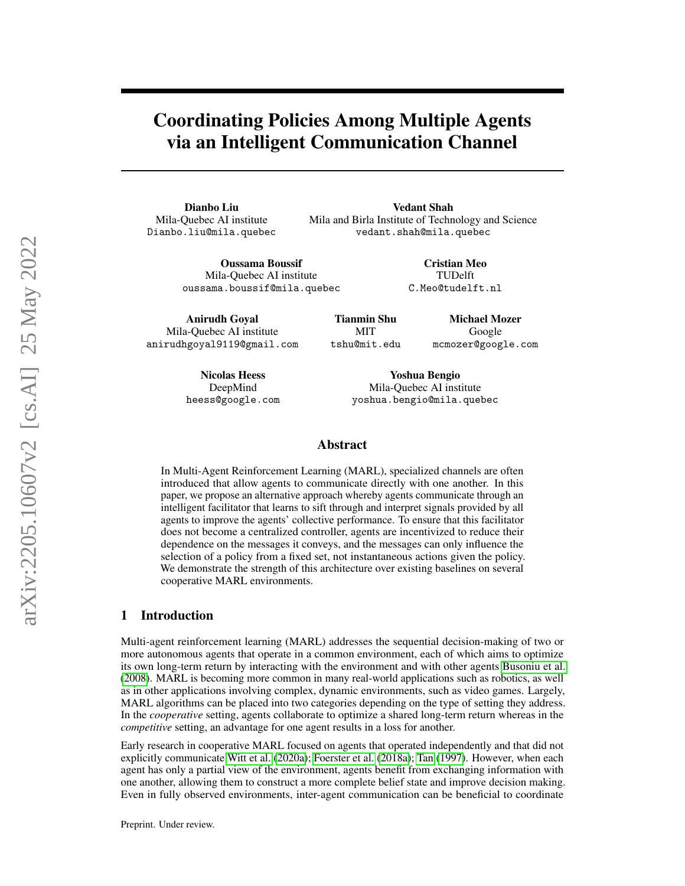# Coordinating Policies Among Multiple Agents via an Intelligent Communication Channel

**Dianbo Liu**
Mila-Quebec AI institute
Dianbo.liu@mila.quebec

**Vedant Shah**
Mila and Birla Institute of Technology and Science
vedant.shah@mila.quebec

**Oussama Boussif**
Mila-Quebec AI institute
oussama.boussif@mila.quebec

**Cristian Meo**
TUDelft
C.Meo@tudelft.nl

**Anirudh Goyal**
Mila-Quebec AI institute
anirudhgoyal9119@gmail.com

**Tianmin Shu**
MIT
tshu@mit.edu

**Michael Mozer**
Google
mcmozer@google.com

**Nicolas Heess**
DeepMind
heess@google.com

**Yoshua Bengio**
Mila-Quebec AI institute
yoshua.bengio@mila.quebec

## Abstract

In Multi-Agent Reinforcement Learning (MARL), specialized channels are often introduced that allow agents to communicate directly with one another. In this paper, we propose an alternative approach whereby agents communicate through an intelligent facilitator that learns to sift through and interpret signals provided by all agents to improve the agents' collective performance. To ensure that this facilitator does not become a centralized controller, agents are incentivized to reduce their dependence on the messages it conveys, and the messages can only influence the selection of a policy from a fixed set, not instantaneous actions given the policy. We demonstrate the strength of this architecture over existing baselines on several cooperative MARL environments.

## 1 Introduction

Multi-agent reinforcement learning (MARL) addresses the sequential decision-making of two or more autonomous agents that operate in a common environment, each of which aims to optimize its own long-term return by interacting with the environment and with other agents Busoniu et al. (2008). MARL is becoming more common in many real-world applications such as robotics, as well as in other applications involving complex, dynamic environments, such as video games. Largely, MARL algorithms can be placed into two categories depending on the type of setting they address. In the *cooperative* setting, agents collaborate to optimize a shared long-term return whereas in the *competitive* setting, an advantage for one agent results in a loss for another.

Early research in cooperative MARL focused on agents that operated independently and that did not explicitly communicate Witt et al. (2020a); Foerster et al. (2018a); Tan (1997). However, when each agent has only a partial view of the environment, agents benefit from exchanging information with one another, allowing them to construct a more complete belief state and improve decision making. Even in fully observed environments, inter-agent communication can be beneficial to coordinate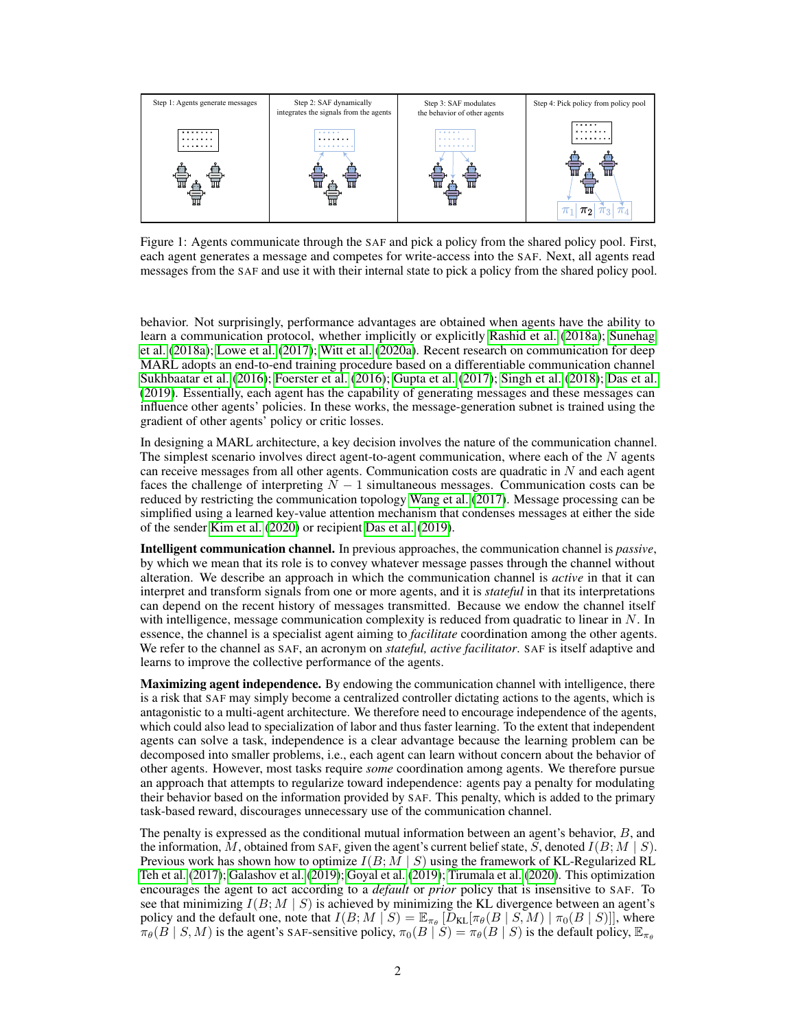Figure 1: Agents communicate through the SAF and pick a policy from the shared policy pool. First, each agent generates a message and competes for write-access into the SAF. Next, all agents read messages from the SAF and use it with their internal state to pick a policy from the shared policy pool.

behavior. Not surprisingly, performance advantages are obtained when agents have the ability to learn a communication protocol, whether implicitly or explicitly Rashid et al. (2018a); Sunehag et al. (2018a); Lowe et al. (2017); Witt et al. (2020a). Recent research on communication for deep MARL adopts an end-to-end training procedure based on a differentiable communication channel Sukhbaatar et al. (2016); Foerster et al. (2016); Gupta et al. (2017); Singh et al. (2018); Das et al. (2019). Essentially, each agent has the capability of generating messages and these messages can influence other agents' policies. In these works, the message-generation subnet is trained using the gradient of other agents' policy or critic losses.

In designing a MARL architecture, a key decision involves the nature of the communication channel. The simplest scenario involves direct agent-to-agent communication, where each of the $N$ agents can receive messages from all other agents. Communication costs are quadratic in $N$ and each agent faces the challenge of interpreting $N-1$ simultaneous messages. Communication costs can be reduced by restricting the communication topology Wang et al. (2017). Message processing can be simplified using a learned key-value attention mechanism that condenses messages at either the side of the sender Kim et al. (2020) or recipient Das et al. (2019).

**Intelligent communication channel.** In previous approaches, the communication channel is *passive*, by which we mean that its role is to convey whatever message passes through the channel without alteration. We describe an approach in which the communication channel is *active* in that it can interpret and transform signals from one or more agents, and it is *stateful* in that its interpretations can depend on the recent history of messages transmitted. Because we endow the channel itself with intelligence, message communication complexity is reduced from quadratic to linear in $N$. In essence, the channel is a specialist agent aiming to *facilitate* coordination among the other agents. We refer to the channel as SAF, an acronym on *stateful, active facilitator*. SAF is itself adaptive and learns to improve the collective performance of the agents.

**Maximizing agent independence.** By endowing the communication channel with intelligence, there is a risk that SAF may simply become a centralized controller dictating actions to the agents, which is antagonistic to a multi-agent architecture. We therefore need to encourage independence of the agents, which could also lead to specialization of labor and thus faster learning. To the extent that independent agents can solve a task, independence is a clear advantage because the learning problem can be decomposed into smaller problems, i.e., each agent can learn without concern about the behavior of other agents. However, most tasks require *some* coordination among agents. We therefore pursue an approach that attempts to regularize toward independence: agents pay a penalty for modulating their behavior based on the information provided by SAF. This penalty, which is added to the primary task-based reward, discourages unnecessary use of the communication channel.

The penalty is expressed as the conditional mutual information between an agent's behavior, $B$, and the information, $M$, obtained from SAF, given the agent's current belief state, $S$, denoted $I(B; M \mid S)$. Previous work has shown how to optimize $I(B; M \mid S)$ using the framework of KL-Regularized RL Teh et al. (2017); Galashov et al. (2019); Goyal et al. (2019); Tirumala et al. (2020). This optimization encourages the agent to act according to a *default* or *prior* policy that is insensitive to SAF. To see that minimizing $I(B; M \mid S)$ is achieved by minimizing the KL divergence between an agent's policy and the default one, note that $I(B; M \mid S) = \mathbb{E}_{\pi_\theta}\left[D_{\text{KL}}[\pi_\theta(B \mid S, M) \mid \pi_0(B \mid S)]\right]$, where $\pi_\theta(B \mid S, M)$ is the agent's SAF-sensitive policy, $\pi_0(B \mid S) = \pi_\theta(B \mid S)$ is the default policy, $\mathbb{E}_{\pi_\theta}$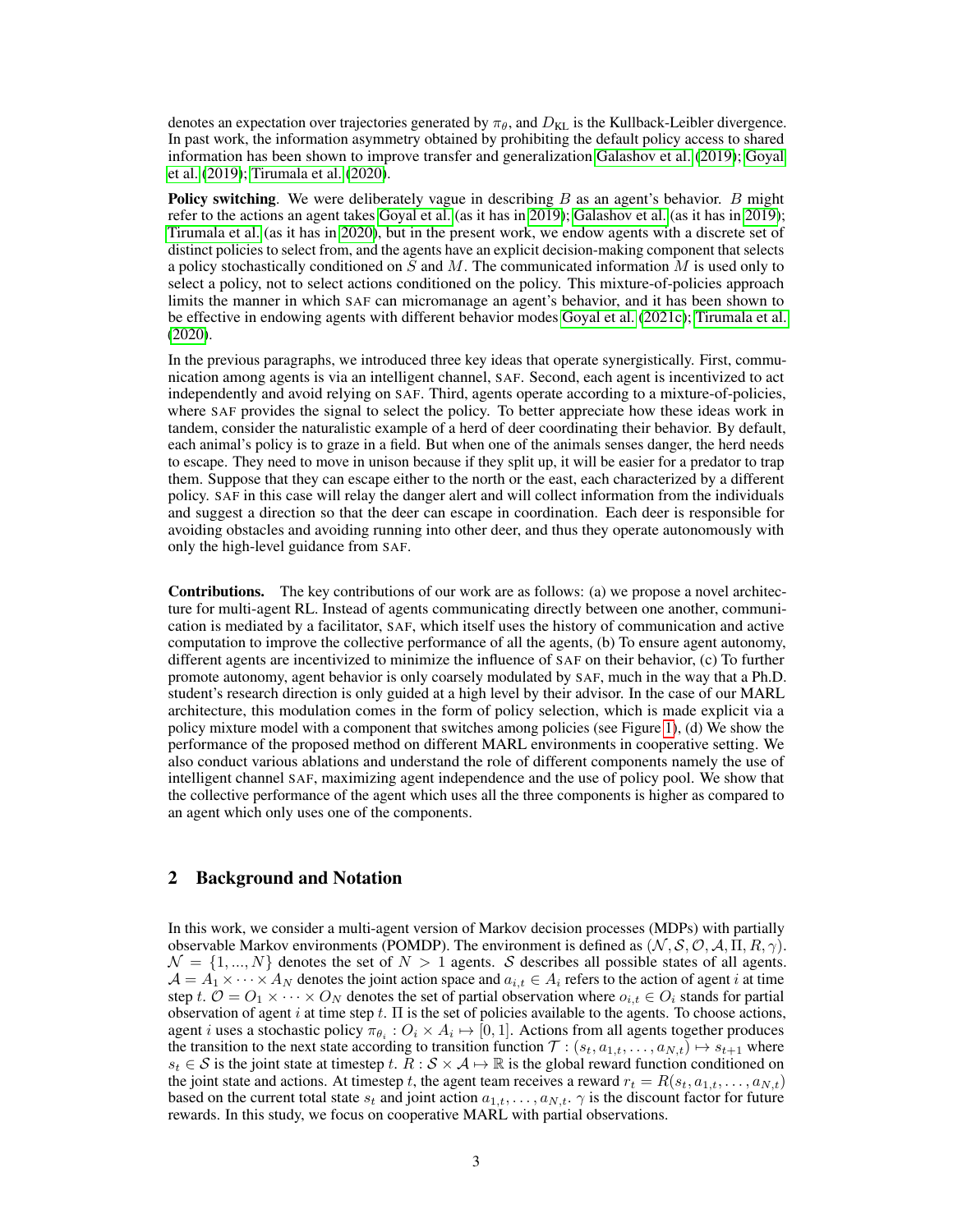denotes an expectation over trajectories generated by $\pi_\theta$, and $D_{\mathrm{KL}}$ is the Kullback-Leibler divergence. In past work, the information asymmetry obtained by prohibiting the default policy access to shared information has been shown to improve transfer and generalization Galashov et al. (2019); Goyal et al. (2019); Tirumala et al. (2020).

**Policy switching**. We were deliberately vague in describing $B$ as an agent's behavior. $B$ might refer to the actions an agent takes Goyal et al. (as it has in 2019); Galashov et al. (as it has in 2019); Tirumala et al. (as it has in 2020), but in the present work, we endow agents with a discrete set of distinct policies to select from, and the agents have an explicit decision-making component that selects a policy stochastically conditioned on $S$ and $M$. The communicated information $M$ is used only to select a policy, not to select actions conditioned on the policy. This mixture-of-policies approach limits the manner in which SAF can micromanage an agent's behavior, and it has been shown to be effective in endowing agents with different behavior modes Goyal et al. (2021c); Tirumala et al. (2020).

In the previous paragraphs, we introduced three key ideas that operate synergistically. First, communication among agents is via an intelligent channel, SAF. Second, each agent is incentivized to act independently and avoid relying on SAF. Third, agents operate according to a mixture-of-policies, where SAF provides the signal to select the policy. To better appreciate how these ideas work in tandem, consider the naturalistic example of a herd of deer coordinating their behavior. By default, each animal's policy is to graze in a field. But when one of the animals senses danger, the herd needs to escape. They need to move in unison because if they split up, it will be easier for a predator to trap them. Suppose that they can escape either to the north or the east, each characterized by a different policy. SAF in this case will relay the danger alert and will collect information from the individuals and suggest a direction so that the deer can escape in coordination. Each deer is responsible for avoiding obstacles and avoiding running into other deer, and thus they operate autonomously with only the high-level guidance from SAF.

**Contributions.** The key contributions of our work are as follows: (a) we propose a novel architecture for multi-agent RL. Instead of agents communicating directly between one another, communication is mediated by a facilitator, SAF, which itself uses the history of communication and active computation to improve the collective performance of all the agents, (b) To ensure agent autonomy, different agents are incentivized to minimize the influence of SAF on their behavior, (c) To further promote autonomy, agent behavior is only coarsely modulated by SAF, much in the way that a Ph.D. student's research direction is only guided at a high level by their advisor. In the case of our MARL architecture, this modulation comes in the form of policy selection, which is made explicit via a policy mixture model with a component that switches among policies (see Figure 1), (d) We show the performance of the proposed method on different MARL environments in cooperative setting. We also conduct various ablations and understand the role of different components namely the use of intelligent channel SAF, maximizing agent independence and the use of policy pool. We show that the collective performance of the agent which uses all the three components is higher as compared to an agent which only uses one of the components.

## 2 Background and Notation

In this work, we consider a multi-agent version of Markov decision processes (MDPs) with partially observable Markov environments (POMDP). The environment is defined as $(\mathcal{N}, \mathcal{S}, \mathcal{O}, \mathcal{A}, \Pi, R, \gamma)$. $\mathcal{N} = \{1, ..., N\}$ denotes the set of $N > 1$ agents. $\mathcal{S}$ describes all possible states of all agents. $\mathcal{A} = A_1 \times \cdots \times A_N$ denotes the joint action space and $a_{i,t} \in A_i$ refers to the action of agent $i$ at time step $t$. $\mathcal{O} = O_1 \times \cdots \times O_N$ denotes the set of partial observation where $o_{i,t} \in O_i$ stands for partial observation of agent $i$ at time step $t$. $\Pi$ is the set of policies available to the agents. To choose actions, agent $i$ uses a stochastic policy $\pi_{\theta_i} : O_i \times A_i \mapsto [0, 1]$. Actions from all agents together produces the transition to the next state according to transition function $\mathcal{T} : (s_t, a_{1,t}, \ldots, a_{N,t}) \mapsto s_{t+1}$ where $s_t \in \mathcal{S}$ is the joint state at timestep $t$. $R : \mathcal{S} \times \mathcal{A} \mapsto \mathbb{R}$ is the global reward function conditioned on the joint state and actions. At timestep $t$, the agent team receives a reward $r_t = R(s_t, a_{1,t}, \ldots, a_{N,t})$ based on the current total state $s_t$ and joint action $a_{1,t}, \ldots, a_{N,t}$. $\gamma$ is the discount factor for future rewards. In this study, we focus on cooperative MARL with partial observations.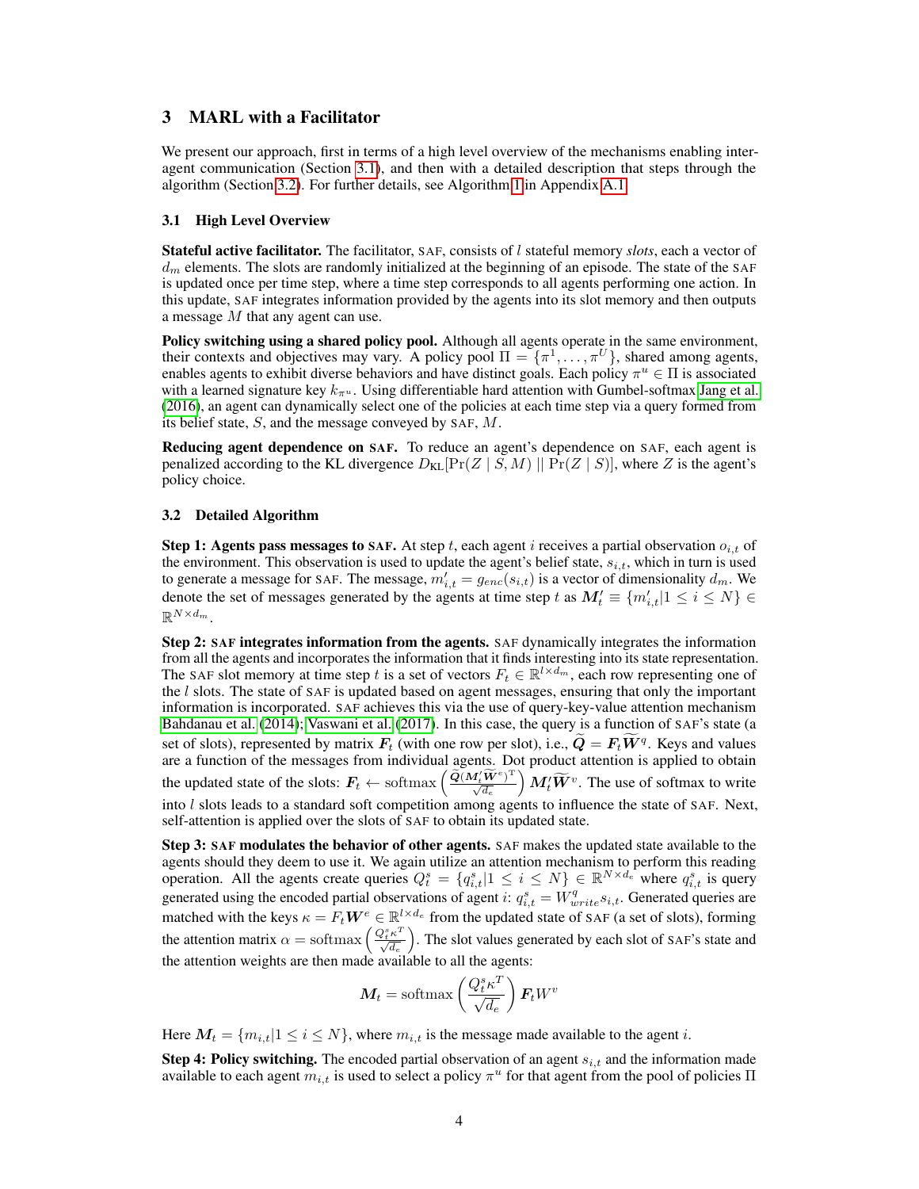## 3 MARL with a Facilitator

We present our approach, first in terms of a high level overview of the mechanisms enabling inter-agent communication (Section 3.1), and then with a detailed description that steps through the algorithm (Section 3.2). For further details, see Algorithm 1 in Appendix A.1.

### 3.1 High Level Overview

**Stateful active facilitator.** The facilitator, SAF, consists of $l$ stateful memory *slots*, each a vector of $d_m$ elements. The slots are randomly initialized at the beginning of an episode. The state of the SAF is updated once per time step, where a time step corresponds to all agents performing one action. In this update, SAF integrates information provided by the agents into its slot memory and then outputs a message $M$ that any agent can use.

**Policy switching using a shared policy pool.** Although all agents operate in the same environment, their contexts and objectives may vary. A policy pool $\Pi = \{\pi^1, \ldots, \pi^U\}$, shared among agents, enables agents to exhibit diverse behaviors and have distinct goals. Each policy $\pi^u \in \Pi$ is associated with a learned signature key $k_{\pi^u}$. Using differentiable hard attention with Gumbel-softmax Jang et al. (2016), an agent can dynamically select one of the policies at each time step via a query formed from its belief state, $S$, and the message conveyed by SAF, $M$.

**Reducing agent dependence on SAF.** To reduce an agent's dependence on SAF, each agent is penalized according to the KL divergence $D_{\text{KL}}[\Pr(Z \mid S, M) \,||\, \Pr(Z \mid S)]$, where $Z$ is the agent's policy choice.

### 3.2 Detailed Algorithm

**Step 1: Agents pass messages to SAF.** At step $t$, each agent $i$ receives a partial observation $o_{i,t}$ of the environment. This observation is used to update the agent's belief state, $s_{i,t}$, which in turn is used to generate a message for SAF. The message, $m'_{i,t} = g_{enc}(s_{i,t})$ is a vector of dimensionality $d_m$. We denote the set of messages generated by the agents at time step $t$ as $\boldsymbol{M}'_t \equiv \{m'_{i,t} | 1 \leq i \leq N\} \in \mathbb{R}^{N \times d_m}$.

**Step 2: SAF integrates information from the agents.** SAF dynamically integrates the information from all the agents and incorporates the information that it finds interesting into its state representation. The SAF slot memory at time step $t$ is a set of vectors $F_t \in \mathbb{R}^{l \times d_m}$, each row representing one of the $l$ slots. The state of SAF is updated based on agent messages, ensuring that only the important information is incorporated. SAF achieves this via the use of query-key-value attention mechanism Bahdanau et al. (2014); Vaswani et al. (2017). In this case, the query is a function of SAF's state (a set of slots), represented by matrix $\boldsymbol{F}_t$ (with one row per slot), i.e., $\widetilde{\boldsymbol{Q}} = \boldsymbol{F}_t \widetilde{\boldsymbol{W}}^q$. Keys and values are a function of the messages from individual agents. Dot product attention is applied to obtain the updated state of the slots: $\boldsymbol{F}_t \leftarrow \text{softmax}\left(\frac{\widetilde{\boldsymbol{Q}}(\boldsymbol{M}'_t \widetilde{\boldsymbol{W}}^e)^{\text{T}}}{\sqrt{d_e}}\right) \boldsymbol{M}'_t \widetilde{\boldsymbol{W}}^v$. The use of softmax to write into $l$ slots leads to a standard soft competition among agents to influence the state of SAF. Next, self-attention is applied over the slots of SAF to obtain its updated state.

**Step 3: SAF modulates the behavior of other agents.** SAF makes the updated state available to the agents should they deem to use it. We again utilize an attention mechanism to perform this reading operation. All the agents create queries $Q^s_t = \{q^s_{i,t} | 1 \leq i \leq N\} \in \mathbb{R}^{N \times d_e}$ where $q^s_{i,t}$ is query generated using the encoded partial observations of agent $i$: $q^s_{i,t} = W^q_{write} s_{i,t}$. Generated queries are matched with the keys $\kappa = F_t \boldsymbol{W}^e \in \mathbb{R}^{l \times d_e}$ from the updated state of SAF (a set of slots), forming the attention matrix $\alpha = \text{softmax}\left(\frac{Q^s_t \kappa^T}{\sqrt{d_e}}\right)$. The slot values generated by each slot of SAF's state and the attention weights are then made available to all the agents:

$$\boldsymbol{M}_t = \text{softmax}\left(\frac{Q^s_t \kappa^T}{\sqrt{d_e}}\right) \boldsymbol{F}_t W^v$$

Here $\boldsymbol{M}_t = \{m_{i,t} | 1 \leq i \leq N\}$, where $m_{i,t}$ is the message made available to the agent $i$.

**Step 4: Policy switching.** The encoded partial observation of an agent $s_{i,t}$ and the information made available to each agent $m_{i,t}$ is used to select a policy $\pi^u$ for that agent from the pool of policies $\Pi$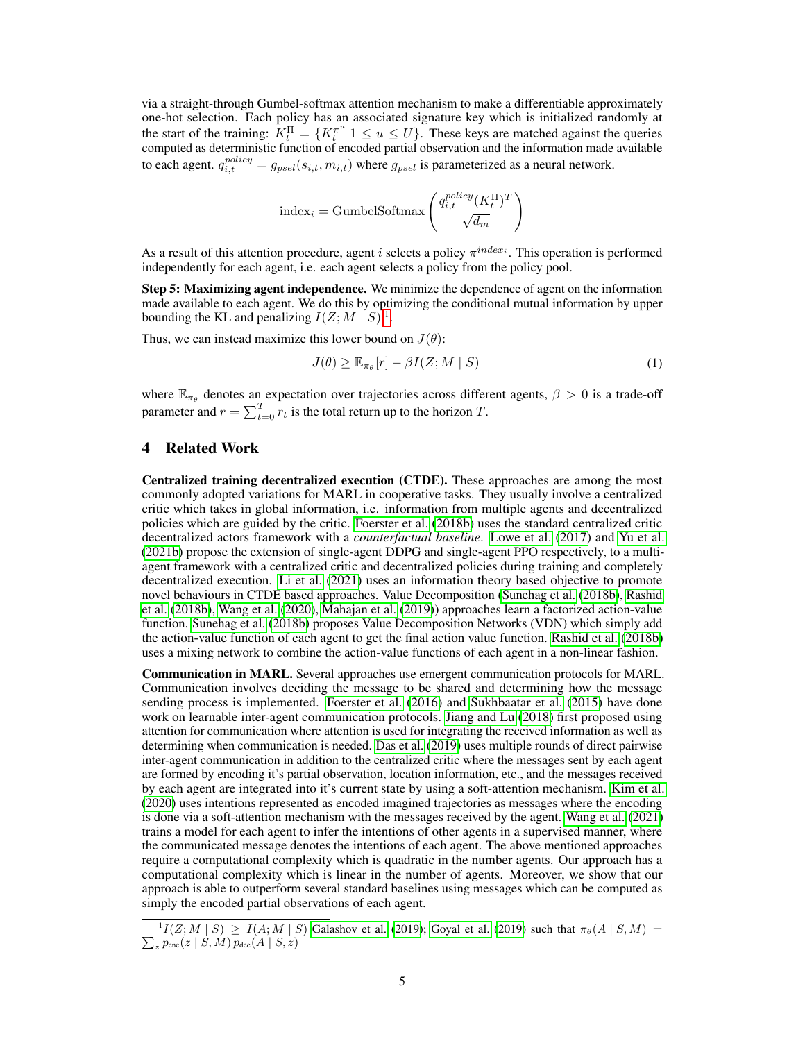via a straight-through Gumbel-softmax attention mechanism to make a differentiable approximately one-hot selection. Each policy has an associated signature key which is initialized randomly at the start of the training: $K_t^{\Pi} = \{K_t^{\pi^u} | 1 \leq u \leq U\}$. These keys are matched against the queries computed as deterministic function of encoded partial observation and the information made available to each agent. $q_{i,t}^{policy} = g_{psel}(s_{i,t}, m_{i,t})$ where $g_{psel}$ is parameterized as a neural network.

$$\text{index}_i = \text{GumbelSoftmax}\left(\frac{q_{i,t}^{policy}(K_t^{\Pi})^T}{\sqrt{d_m}}\right)$$

As a result of this attention procedure, agent $i$ selects a policy $\pi^{index_i}$. This operation is performed independently for each agent, i.e. each agent selects a policy from the policy pool.

**Step 5: Maximizing agent independence.** We minimize the dependence of agent on the information made available to each agent. We do this by optimizing the conditional mutual information by upper bounding the KL and penalizing $I(Z; M \mid S)$ [1].

Thus, we can instead maximize this lower bound on $J(\theta)$:

$$J(\theta) \geq \mathbb{E}_{\pi_\theta}[r] - \beta I(Z; M \mid S) \tag{1}$$

where $\mathbb{E}_{\pi_\theta}$ denotes an expectation over trajectories across different agents, $\beta > 0$ is a trade-off parameter and $r = \sum_{t=0}^{T} r_t$ is the total return up to the horizon $T$.

# 4 Related Work

**Centralized training decentralized execution (CTDE).** These approaches are among the most commonly adopted variations for MARL in cooperative tasks. They usually involve a centralized critic which takes in global information, i.e. information from multiple agents and decentralized policies which are guided by the critic. Foerster et al. (2018b) uses the standard centralized critic decentralized actors framework with a *counterfactual baseline*. Lowe et al. (2017) and Yu et al. (2021b) propose the extension of single-agent DDPG and single-agent PPO respectively, to a multi-agent framework with a centralized critic and decentralized policies during training and completely decentralized execution. Li et al. (2021) uses an information theory based objective to promote novel behaviours in CTDE based approaches. Value Decomposition (Sunehag et al. (2018b), Rashid et al. (2018b), Wang et al. (2020), Mahajan et al. (2019)) approaches learn a factorized action-value function. Sunehag et al. (2018b) proposes Value Decomposition Networks (VDN) which simply add the action-value function of each agent to get the final action value function. Rashid et al. (2018b) uses a mixing network to combine the action-value functions of each agent in a non-linear fashion.

**Communication in MARL.** Several approaches use emergent communication protocols for MARL. Communication involves deciding the message to be shared and determining how the message sending process is implemented. Foerster et al. (2016) and Sukhbaatar et al. (2015) have done work on learnable inter-agent communication protocols. Jiang and Lu (2018) first proposed using attention for communication where attention is used for integrating the received information as well as determining when communication is needed. Das et al. (2019) uses multiple rounds of direct pairwise inter-agent communication in addition to the centralized critic where the messages sent by each agent are formed by encoding it's partial observation, location information, etc., and the messages received by each agent are integrated into it's current state by using a soft-attention mechanism. Kim et al. (2020) uses intentions represented as encoded imagined trajectories as messages where the encoding is done via a soft-attention mechanism with the messages received by the agent. Wang et al. (2021) trains a model for each agent to infer the intentions of other agents in a supervised manner, where the communicated message denotes the intentions of each agent. The above mentioned approaches require a computational complexity which is quadratic in the number agents. Our approach has a computational complexity which is linear in the number of agents. Moreover, we show that our approach is able to outperform several standard baselines using messages which can be computed as simply the encoded partial observations of each agent.

[1] $I(Z; M \mid S) \geq I(A; M \mid S)$ Galashov et al. (2019); Goyal et al. (2019) such that $\pi_\theta(A \mid S, M) = \sum_z p_{\text{enc}}(z \mid S, M)\, p_{\text{dec}}(A \mid S, z)$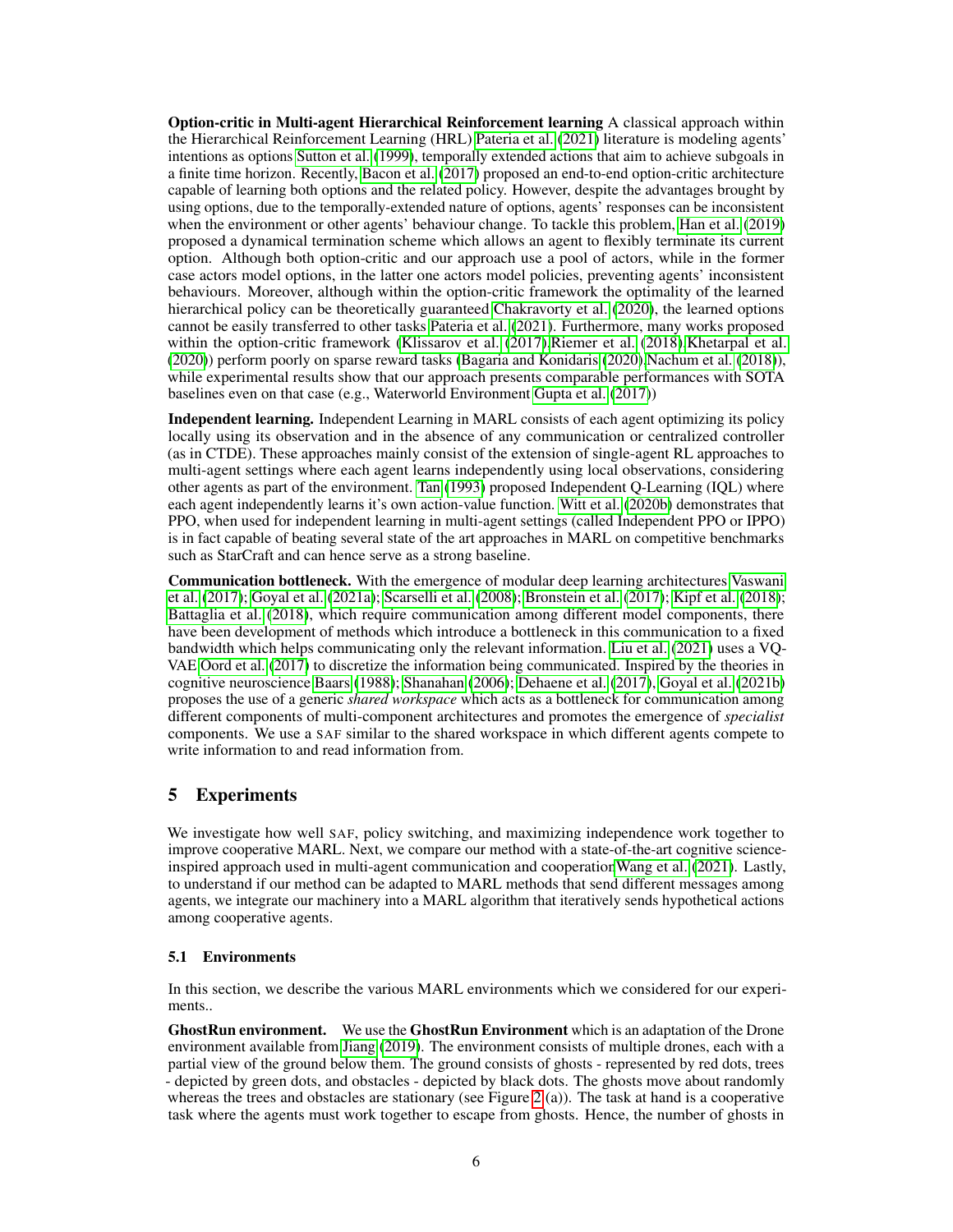**Option-critic in Multi-agent Hierarchical Reinforcement learning** A classical approach within the Hierarchical Reinforcement Learning (HRL) Pateria et al. (2021) literature is modeling agents' intentions as options Sutton et al. (1999), temporally extended actions that aim to achieve subgoals in a finite time horizon. Recently, Bacon et al. (2017) proposed an end-to-end option-critic architecture capable of learning both options and the related policy. However, despite the advantages brought by using options, due to the temporally-extended nature of options, agents' responses can be inconsistent when the environment or other agents' behaviour change. To tackle this problem, Han et al. (2019) proposed a dynamical termination scheme which allows an agent to flexibly terminate its current option. Although both option-critic and our approach use a pool of actors, while in the former case actors model options, in the latter one actors model policies, preventing agents' inconsistent behaviours. Moreover, although within the option-critic framework the optimality of the learned hierarchical policy can be theoretically guaranteed Chakravorty et al. (2020), the learned options cannot be easily transferred to other tasks Pateria et al. (2021). Furthermore, many works proposed within the option-critic framework (Klissarov et al. (2017),Riemer et al. (2018),Khetarpal et al. (2020)) perform poorly on sparse reward tasks (Bagaria and Konidaris (2020),Nachum et al. (2018)), while experimental results show that our approach presents comparable performances with SOTA baselines even on that case (e.g., Waterworld Environment Gupta et al. (2017))

**Independent learning.** Independent Learning in MARL consists of each agent optimizing its policy locally using its observation and in the absence of any communication or centralized controller (as in CTDE). These approaches mainly consist of the extension of single-agent RL approaches to multi-agent settings where each agent learns independently using local observations, considering other agents as part of the environment. Tan (1993) proposed Independent Q-Learning (IQL) where each agent independently learns it's own action-value function. Witt et al. (2020b) demonstrates that PPO, when used for independent learning in multi-agent settings (called Independent PPO or IPPO) is in fact capable of beating several state of the art approaches in MARL on competitive benchmarks such as StarCraft and can hence serve as a strong baseline.

**Communication bottleneck.** With the emergence of modular deep learning architectures Vaswani et al. (2017); Goyal et al. (2021a); Scarselli et al. (2008); Bronstein et al. (2017); Kipf et al. (2018); Battaglia et al. (2018), which require communication among different model components, there have been development of methods which introduce a bottleneck in this communication to a fixed bandwidth which helps communicating only the relevant information. Liu et al. (2021) uses a VQ-VAE Oord et al. (2017) to discretize the information being communicated. Inspired by the theories in cognitive neuroscience Baars (1988); Shanahan (2006); Dehaene et al. (2017), Goyal et al. (2021b) proposes the use of a generic *shared workspace* which acts as a bottleneck for communication among different components of multi-component architectures and promotes the emergence of *specialist* components. We use a SAF similar to the shared workspace in which different agents compete to write information to and read information from.

## 5 Experiments

We investigate how well SAF, policy switching, and maximizing independence work together to improve cooperative MARL. Next, we compare our method with a state-of-the-art cognitive science-inspired approach used in multi-agent communication and cooperationWang et al. (2021). Lastly, to understand if our method can be adapted to MARL methods that send different messages among agents, we integrate our machinery into a MARL algorithm that iteratively sends hypothetical actions among cooperative agents.

### 5.1 Environments

In this section, we describe the various MARL environments which we considered for our experiments..

**GhostRun environment.** We use the **GhostRun Environment** which is an adaptation of the Drone environment available from Jiang (2019). The environment consists of multiple drones, each with a partial view of the ground below them. The ground consists of ghosts - represented by red dots, trees - depicted by green dots, and obstacles - depicted by black dots. The ghosts move about randomly whereas the trees and obstacles are stationary (see Figure 2 (a)). The task at hand is a cooperative task where the agents must work together to escape from ghosts. Hence, the number of ghosts in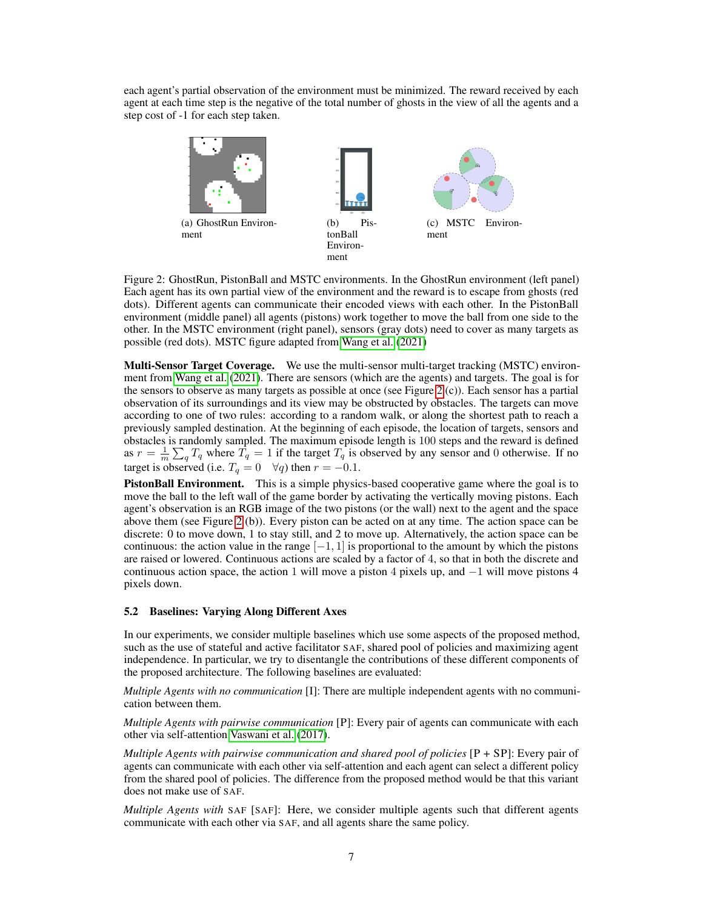each agent's partial observation of the environment must be minimized. The reward received by each agent at each time step is the negative of the total number of ghosts in the view of all the agents and a step cost of -1 for each step taken.

(a) GhostRun Environment

(b) PistonBall Environment

(c) MSTC Environment

Figure 2: GhostRun, PistonBall and MSTC environments. In the GhostRun environment (left panel) Each agent has its own partial view of the environment and the reward is to escape from ghosts (red dots). Different agents can communicate their encoded views with each other. In the PistonBall environment (middle panel) all agents (pistons) work together to move the ball from one side to the other. In the MSTC environment (right panel), sensors (gray dots) need to cover as many targets as possible (red dots). MSTC figure adapted from Wang et al. (2021)

**Multi-Sensor Target Coverage.** We use the multi-sensor multi-target tracking (MSTC) environment from Wang et al. (2021). There are sensors (which are the agents) and targets. The goal is for the sensors to observe as many targets as possible at once (see Figure 2 (c)). Each sensor has a partial observation of its surroundings and its view may be obstructed by obstacles. The targets can move according to one of two rules: according to a random walk, or along the shortest path to reach a previously sampled destination. At the beginning of each episode, the location of targets, sensors and obstacles is randomly sampled. The maximum episode length is 100 steps and the reward is defined as $r = \frac{1}{m} \sum_q T_q$ where $T_q = 1$ if the target $T_q$ is observed by any sensor and 0 otherwise. If no target is observed (i.e. $T_q = 0 \quad \forall q$) then $r = -0.1$.

**PistonBall Environment.** This is a simple physics-based cooperative game where the goal is to move the ball to the left wall of the game border by activating the vertically moving pistons. Each agent's observation is an RGB image of the two pistons (or the wall) next to the agent and the space above them (see Figure 2 (b)). Every piston can be acted on at any time. The action space can be discrete: 0 to move down, 1 to stay still, and 2 to move up. Alternatively, the action space can be continuous: the action value in the range $[-1, 1]$ is proportional to the amount by which the pistons are raised or lowered. Continuous actions are scaled by a factor of 4, so that in both the discrete and continuous action space, the action 1 will move a piston 4 pixels up, and $-1$ will move pistons 4 pixels down.

### 5.2 Baselines: Varying Along Different Axes

In our experiments, we consider multiple baselines which use some aspects of the proposed method, such as the use of stateful and active facilitator SAF, shared pool of policies and maximizing agent independence. In particular, we try to disentangle the contributions of these different components of the proposed architecture. The following baselines are evaluated:

*Multiple Agents with no communication* [I]: There are multiple independent agents with no communication between them.

*Multiple Agents with pairwise communication* [P]: Every pair of agents can communicate with each other via self-attention Vaswani et al. (2017).

*Multiple Agents with pairwise communication and shared pool of policies* [P + SP]: Every pair of agents can communicate with each other via self-attention and each agent can select a different policy from the shared pool of policies. The difference from the proposed method would be that this variant does not make use of SAF.

*Multiple Agents with* SAF [SAF]: Here, we consider multiple agents such that different agents communicate with each other via SAF, and all agents share the same policy.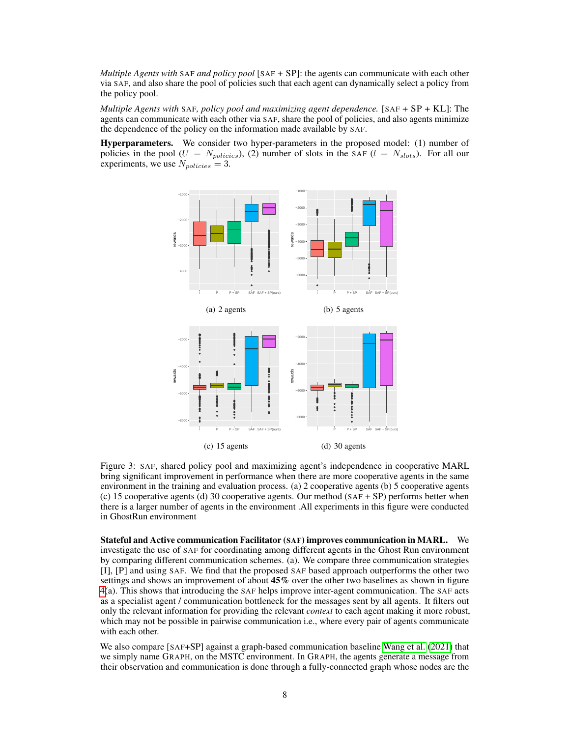*Multiple Agents with* SAF *and policy pool* [SAF + SP]: the agents can communicate with each other via SAF, and also share the pool of policies such that each agent can dynamically select a policy from the policy pool.

*Multiple Agents with* SAF*, policy pool and maximizing agent dependence.* [SAF + SP + KL]: The agents can communicate with each other via SAF, share the pool of policies, and also agents minimize the dependence of the policy on the information made available by SAF.

**Hyperparameters.** We consider two hyper-parameters in the proposed model: (1) number of policies in the pool ($U = N_{policies}$), (2) number of slots in the SAF ($l = N_{slots}$). For all our experiments, we use $N_{policies} = 3$.

(a) 2 agents

(b) 5 agents

(c) 15 agents

(d) 30 agents

Figure 3: SAF, shared policy pool and maximizing agent's independence in cooperative MARL bring significant improvement in performance when there are more cooperative agents in the same environment in the training and evaluation process. (a) 2 cooperative agents (b) 5 cooperative agents (c) 15 cooperative agents (d) 30 cooperative agents. Our method (SAF + SP) performs better when there is a larger number of agents in the environment .All experiments in this figure were conducted in GhostRun environment

**Stateful and Active communication Facilitator (SAF) improves communication in MARL.** We investigate the use of SAF for coordinating among different agents in the Ghost Run environment by comparing different communication schemes. (a). We compare three communication strategies [I], [P] and using SAF. We find that the proposed SAF based approach outperforms the other two settings and shows an improvement of about **45%** over the other two baselines as shown in figure 4(a). This shows that introducing the SAF helps improve inter-agent communication. The SAF acts as a specialist agent / communication bottleneck for the messages sent by all agents. It filters out only the relevant information for providing the relevant *context* to each agent making it more robust, which may not be possible in pairwise communication i.e., where every pair of agents communicate with each other.

We also compare [SAF+SP] against a graph-based communication baseline Wang et al. (2021) that we simply name GRAPH, on the MSTC environment. In GRAPH, the agents generate a message from their observation and communication is done through a fully-connected graph whose nodes are the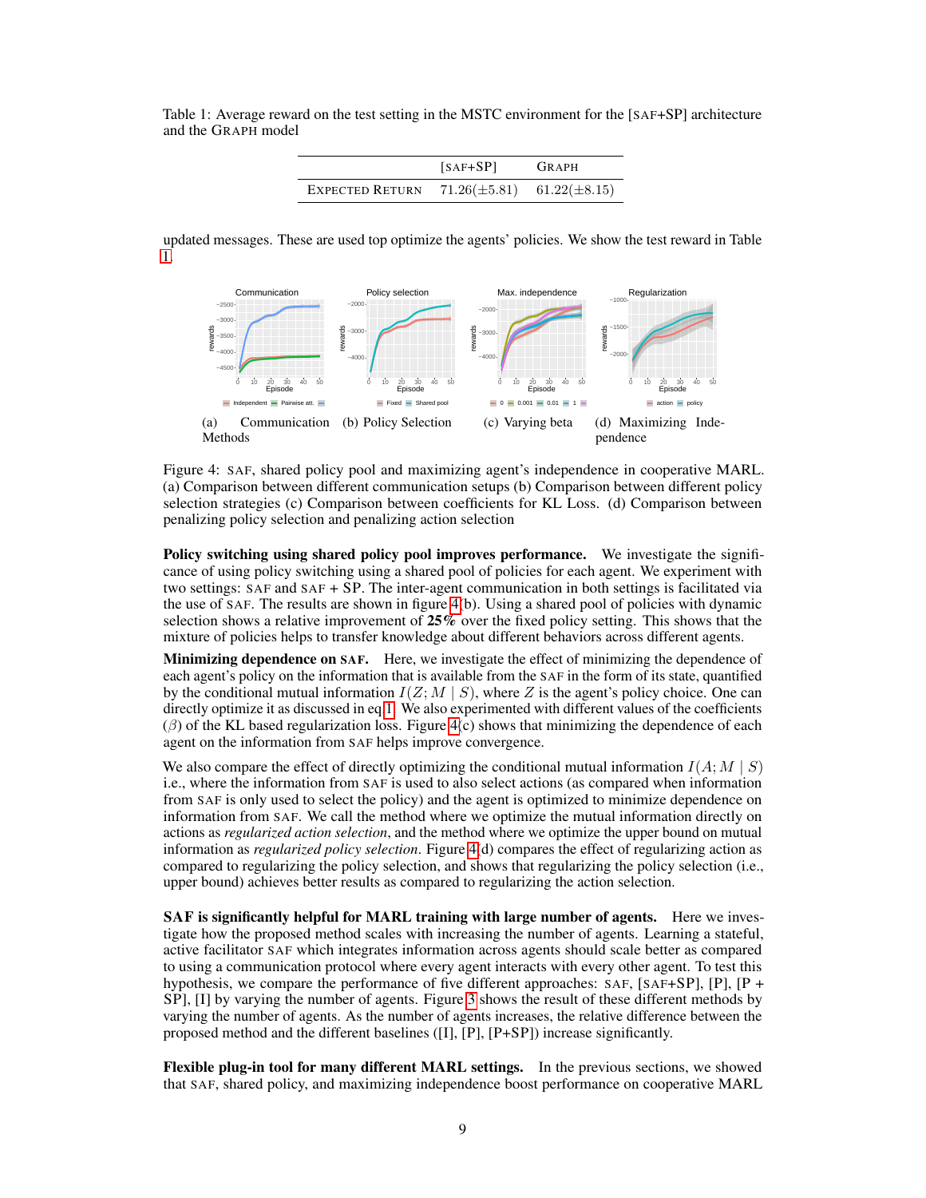Table 1: Average reward on the test setting in the MSTC environment for the [SAF+SP] architecture and the GRAPH model

| | [SAF+SP] | GRAPH |
|---|---|---|
| EXPECTED RETURN | $71.26(\pm 5.81)$ | $61.22(\pm 8.15)$ |

updated messages. These are used top optimize the agents' policies. We show the test reward in Table 1.

(a) Communication Methods (b) Policy Selection (c) Varying beta (d) Maximizing Independence

Figure 4: SAF, shared policy pool and maximizing agent's independence in cooperative MARL. (a) Comparison between different communication setups (b) Comparison between different policy selection strategies (c) Comparison between coefficients for KL Loss. (d) Comparison between penalizing policy selection and penalizing action selection

**Policy switching using shared policy pool improves performance.** We investigate the significance of using policy switching using a shared pool of policies for each agent. We experiment with two settings: SAF and SAF + SP. The inter-agent communication in both settings is facilitated via the use of SAF. The results are shown in figure 4(b). Using a shared pool of policies with dynamic selection shows a relative improvement of **25%** over the fixed policy setting. This shows that the mixture of policies helps to transfer knowledge about different behaviors across different agents.

**Minimizing dependence on SAF.** Here, we investigate the effect of minimizing the dependence of each agent's policy on the information that is available from the SAF in the form of its state, quantified by the conditional mutual information $I(Z; M \mid S)$, where $Z$ is the agent's policy choice. One can directly optimize it as discussed in eq 1. We also experimented with different values of the coefficients ($\beta$) of the KL based regularization loss. Figure 4(c) shows that minimizing the dependence of each agent on the information from SAF helps improve convergence.

We also compare the effect of directly optimizing the conditional mutual information $I(A; M \mid S)$ i.e., where the information from SAF is used to also select actions (as compared when information from SAF is only used to select the policy) and the agent is optimized to minimize dependence on information from SAF. We call the method where we optimize the mutual information directly on actions as *regularized action selection*, and the method where we optimize the upper bound on mutual information as *regularized policy selection*. Figure 4(d) compares the effect of regularizing action as compared to regularizing the policy selection, and shows that regularizing the policy selection (i.e., upper bound) achieves better results as compared to regularizing the action selection.

**SAF is significantly helpful for MARL training with large number of agents.** Here we investigate how the proposed method scales with increasing the number of agents. Learning a stateful, active facilitator SAF which integrates information across agents should scale better as compared to using a communication protocol where every agent interacts with every other agent. To test this hypothesis, we compare the performance of five different approaches: SAF, [SAF+SP], [P], [P + SP], [I] by varying the number of agents. Figure 3 shows the result of these different methods by varying the number of agents. As the number of agents increases, the relative difference between the proposed method and the different baselines ([I], [P], [P+SP]) increase significantly.

**Flexible plug-in tool for many different MARL settings.** In the previous sections, we showed that SAF, shared policy, and maximizing independence boost performance on cooperative MARL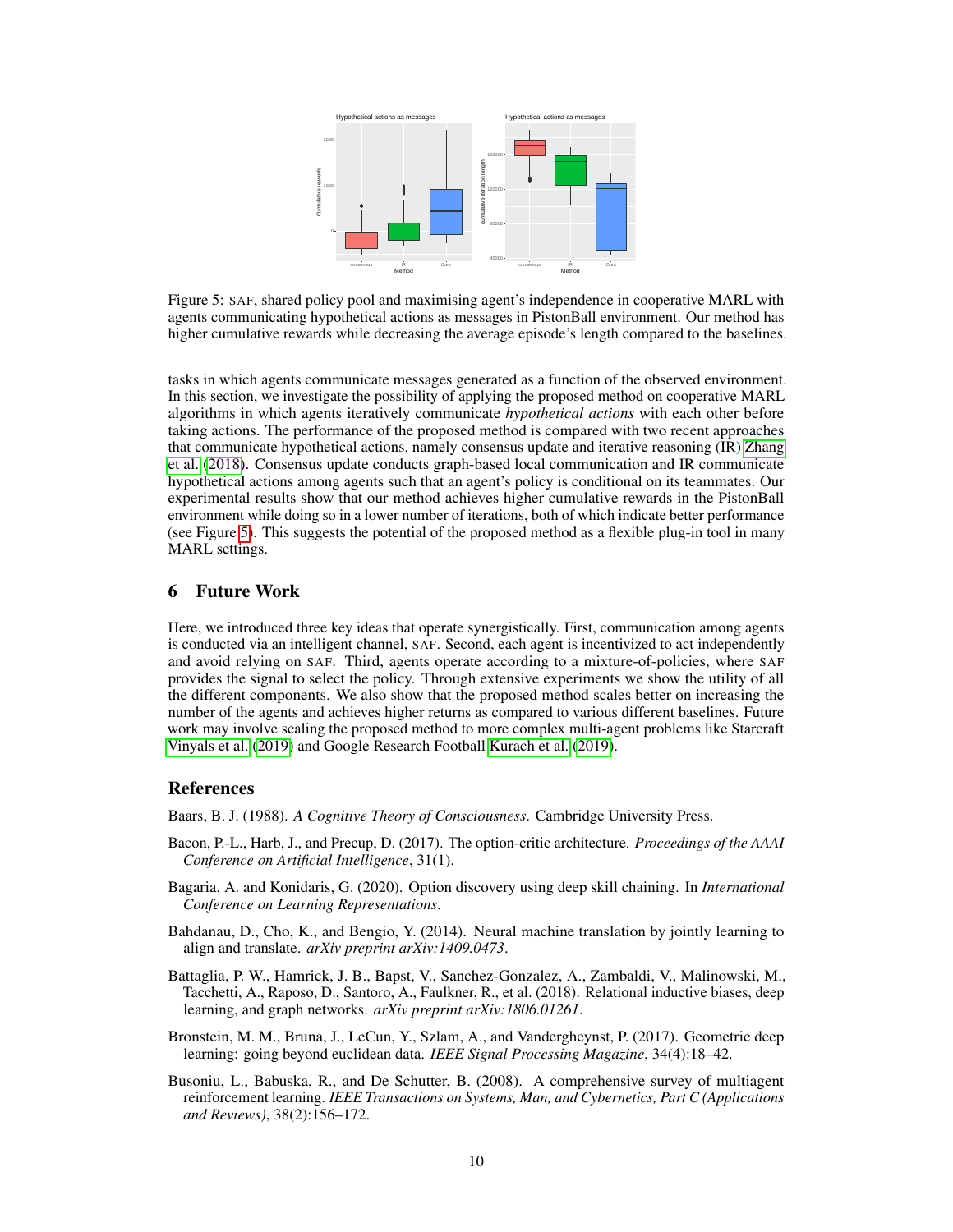Figure 5: SAF, shared policy pool and maximising agent's independence in cooperative MARL with agents communicating hypothetical actions as messages in PistonBall environment. Our method has higher cumulative rewards while decreasing the average episode's length compared to the baselines.

tasks in which agents communicate messages generated as a function of the observed environment. In this section, we investigate the possibility of applying the proposed method on cooperative MARL algorithms in which agents iteratively communicate *hypothetical actions* with each other before taking actions. The performance of the proposed method is compared with two recent approaches that communicate hypothetical actions, namely consensus update and iterative reasoning (IR) Zhang et al. (2018). Consensus update conducts graph-based local communication and IR communicate hypothetical actions among agents such that an agent's policy is conditional on its teammates. Our experimental results show that our method achieves higher cumulative rewards in the PistonBall environment while doing so in a lower number of iterations, both of which indicate better performance (see Figure 5). This suggests the potential of the proposed method as a flexible plug-in tool in many MARL settings.

## 6 Future Work

Here, we introduced three key ideas that operate synergistically. First, communication among agents is conducted via an intelligent channel, SAF. Second, each agent is incentivized to act independently and avoid relying on SAF. Third, agents operate according to a mixture-of-policies, where SAF provides the signal to select the policy. Through extensive experiments we show the utility of all the different components. We also show that the proposed method scales better on increasing the number of the agents and achieves higher returns as compared to various different baselines. Future work may involve scaling the proposed method to more complex multi-agent problems like Starcraft Vinyals et al. (2019) and Google Research Football Kurach et al. (2019).

## References

Baars, B. J. (1988). *A Cognitive Theory of Consciousness*. Cambridge University Press.

Bacon, P.-L., Harb, J., and Precup, D. (2017). The option-critic architecture. *Proceedings of the AAAI Conference on Artificial Intelligence*, 31(1).

Bagaria, A. and Konidaris, G. (2020). Option discovery using deep skill chaining. In *International Conference on Learning Representations*.

Bahdanau, D., Cho, K., and Bengio, Y. (2014). Neural machine translation by jointly learning to align and translate. *arXiv preprint arXiv:1409.0473*.

Battaglia, P. W., Hamrick, J. B., Bapst, V., Sanchez-Gonzalez, A., Zambaldi, V., Malinowski, M., Tacchetti, A., Raposo, D., Santoro, A., Faulkner, R., et al. (2018). Relational inductive biases, deep learning, and graph networks. *arXiv preprint arXiv:1806.01261*.

Bronstein, M. M., Bruna, J., LeCun, Y., Szlam, A., and Vandergheynst, P. (2017). Geometric deep learning: going beyond euclidean data. *IEEE Signal Processing Magazine*, 34(4):18–42.

Busoniu, L., Babuska, R., and De Schutter, B. (2008). A comprehensive survey of multiagent reinforcement learning. *IEEE Transactions on Systems, Man, and Cybernetics, Part C (Applications and Reviews)*, 38(2):156–172.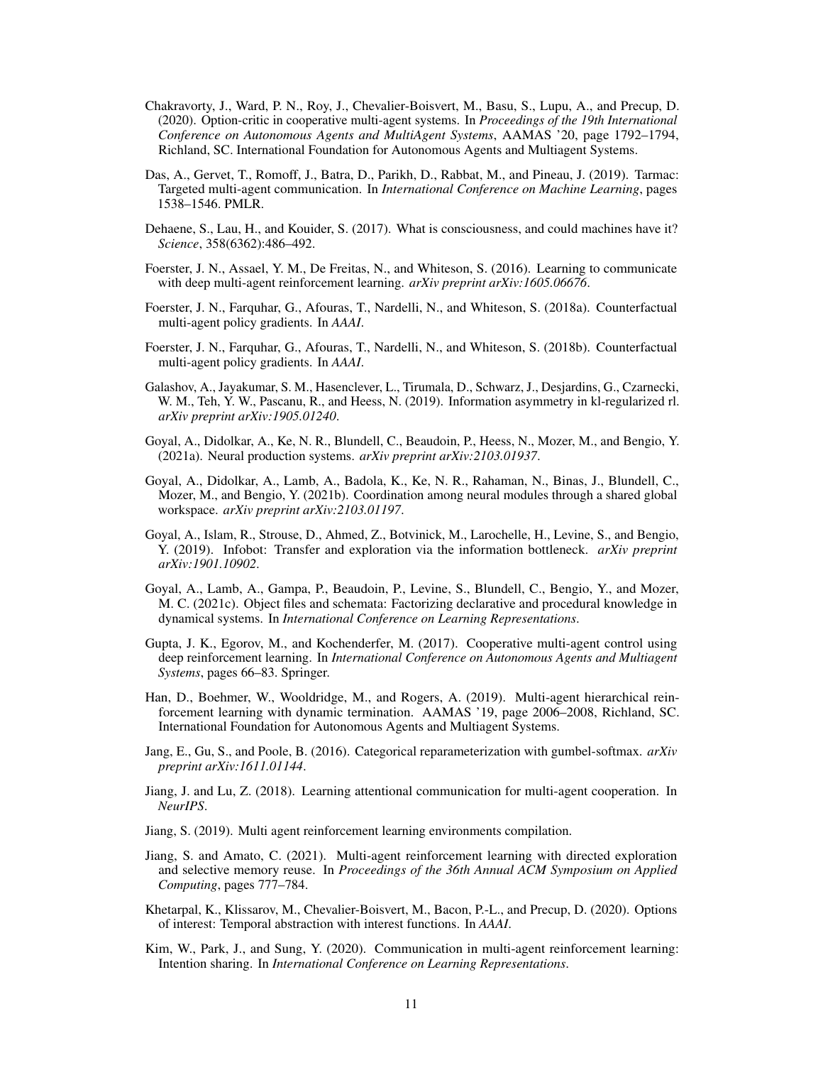Chakravorty, J., Ward, P. N., Roy, J., Chevalier-Boisvert, M., Basu, S., Lupu, A., and Precup, D. (2020). Option-critic in cooperative multi-agent systems. In *Proceedings of the 19th International Conference on Autonomous Agents and MultiAgent Systems*, AAMAS '20, page 1792–1794, Richland, SC. International Foundation for Autonomous Agents and Multiagent Systems.

Das, A., Gervet, T., Romoff, J., Batra, D., Parikh, D., Rabbat, M., and Pineau, J. (2019). Tarmac: Targeted multi-agent communication. In *International Conference on Machine Learning*, pages 1538–1546. PMLR.

Dehaene, S., Lau, H., and Kouider, S. (2017). What is consciousness, and could machines have it? *Science*, 358(6362):486–492.

Foerster, J. N., Assael, Y. M., De Freitas, N., and Whiteson, S. (2016). Learning to communicate with deep multi-agent reinforcement learning. *arXiv preprint arXiv:1605.06676*.

Foerster, J. N., Farquhar, G., Afouras, T., Nardelli, N., and Whiteson, S. (2018a). Counterfactual multi-agent policy gradients. In *AAAI*.

Foerster, J. N., Farquhar, G., Afouras, T., Nardelli, N., and Whiteson, S. (2018b). Counterfactual multi-agent policy gradients. In *AAAI*.

Galashov, A., Jayakumar, S. M., Hasenclever, L., Tirumala, D., Schwarz, J., Desjardins, G., Czarnecki, W. M., Teh, Y. W., Pascanu, R., and Heess, N. (2019). Information asymmetry in kl-regularized rl. *arXiv preprint arXiv:1905.01240*.

Goyal, A., Didolkar, A., Ke, N. R., Blundell, C., Beaudoin, P., Heess, N., Mozer, M., and Bengio, Y. (2021a). Neural production systems. *arXiv preprint arXiv:2103.01937*.

Goyal, A., Didolkar, A., Lamb, A., Badola, K., Ke, N. R., Rahaman, N., Binas, J., Blundell, C., Mozer, M., and Bengio, Y. (2021b). Coordination among neural modules through a shared global workspace. *arXiv preprint arXiv:2103.01197*.

Goyal, A., Islam, R., Strouse, D., Ahmed, Z., Botvinick, M., Larochelle, H., Levine, S., and Bengio, Y. (2019). Infobot: Transfer and exploration via the information bottleneck. *arXiv preprint arXiv:1901.10902*.

Goyal, A., Lamb, A., Gampa, P., Beaudoin, P., Levine, S., Blundell, C., Bengio, Y., and Mozer, M. C. (2021c). Object files and schemata: Factorizing declarative and procedural knowledge in dynamical systems. In *International Conference on Learning Representations*.

Gupta, J. K., Egorov, M., and Kochenderfer, M. (2017). Cooperative multi-agent control using deep reinforcement learning. In *International Conference on Autonomous Agents and Multiagent Systems*, pages 66–83. Springer.

Han, D., Boehmer, W., Wooldridge, M., and Rogers, A. (2019). Multi-agent hierarchical reinforcement learning with dynamic termination. AAMAS '19, page 2006–2008, Richland, SC. International Foundation for Autonomous Agents and Multiagent Systems.

Jang, E., Gu, S., and Poole, B. (2016). Categorical reparameterization with gumbel-softmax. *arXiv preprint arXiv:1611.01144*.

Jiang, J. and Lu, Z. (2018). Learning attentional communication for multi-agent cooperation. In *NeurIPS*.

Jiang, S. (2019). Multi agent reinforcement learning environments compilation.

Jiang, S. and Amato, C. (2021). Multi-agent reinforcement learning with directed exploration and selective memory reuse. In *Proceedings of the 36th Annual ACM Symposium on Applied Computing*, pages 777–784.

Khetarpal, K., Klissarov, M., Chevalier-Boisvert, M., Bacon, P.-L., and Precup, D. (2020). Options of interest: Temporal abstraction with interest functions. In *AAAI*.

Kim, W., Park, J., and Sung, Y. (2020). Communication in multi-agent reinforcement learning: Intention sharing. In *International Conference on Learning Representations*.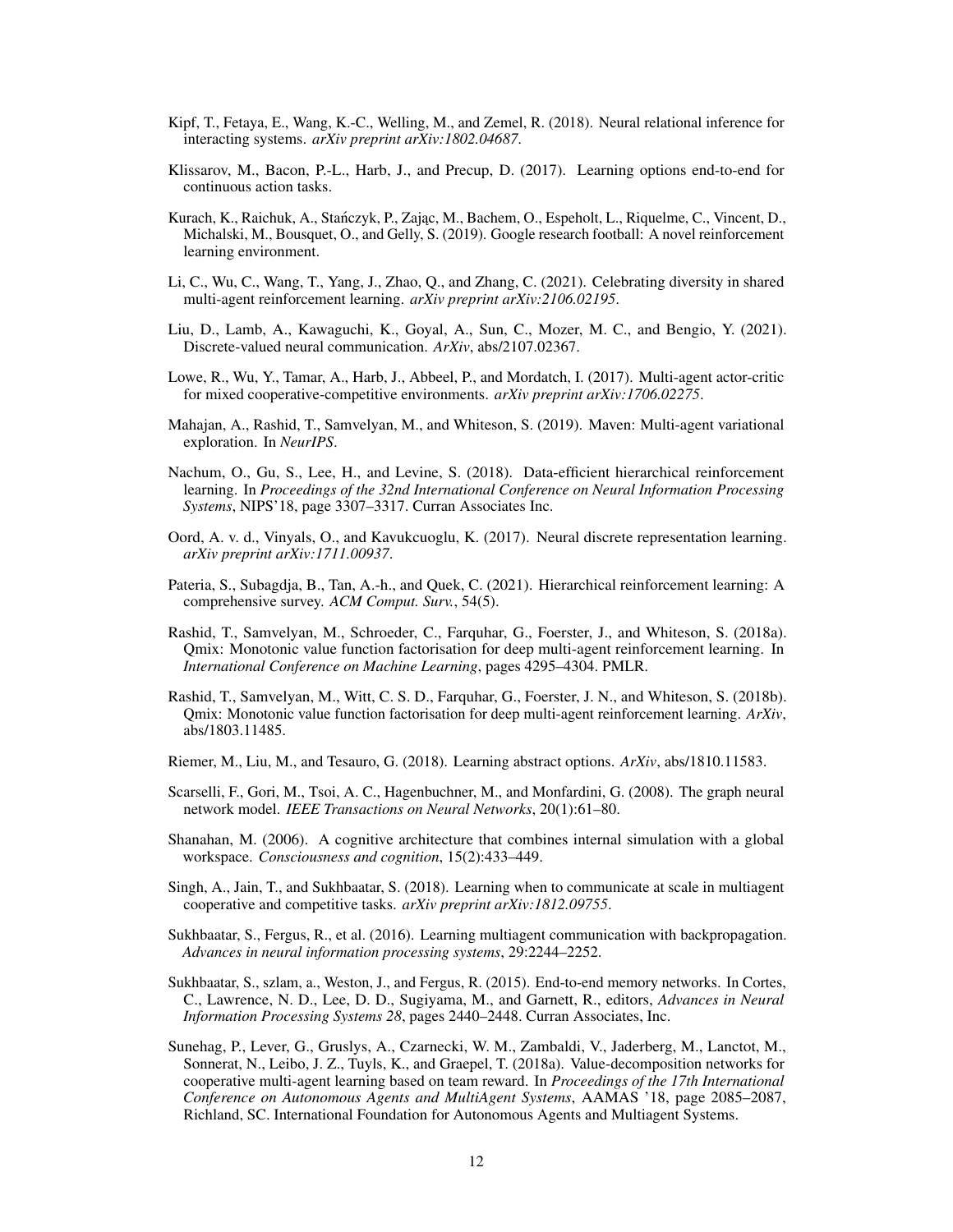Kipf, T., Fetaya, E., Wang, K.-C., Welling, M., and Zemel, R. (2018). Neural relational inference for interacting systems. *arXiv preprint arXiv:1802.04687*.

Klissarov, M., Bacon, P.-L., Harb, J., and Precup, D. (2017). Learning options end-to-end for continuous action tasks.

Kurach, K., Raichuk, A., Stańczyk, P., Zając, M., Bachem, O., Espeholt, L., Riquelme, C., Vincent, D., Michalski, M., Bousquet, O., and Gelly, S. (2019). Google research football: A novel reinforcement learning environment.

Li, C., Wu, C., Wang, T., Yang, J., Zhao, Q., and Zhang, C. (2021). Celebrating diversity in shared multi-agent reinforcement learning. *arXiv preprint arXiv:2106.02195*.

Liu, D., Lamb, A., Kawaguchi, K., Goyal, A., Sun, C., Mozer, M. C., and Bengio, Y. (2021). Discrete-valued neural communication. *ArXiv*, abs/2107.02367.

Lowe, R., Wu, Y., Tamar, A., Harb, J., Abbeel, P., and Mordatch, I. (2017). Multi-agent actor-critic for mixed cooperative-competitive environments. *arXiv preprint arXiv:1706.02275*.

Mahajan, A., Rashid, T., Samvelyan, M., and Whiteson, S. (2019). Maven: Multi-agent variational exploration. In *NeurIPS*.

Nachum, O., Gu, S., Lee, H., and Levine, S. (2018). Data-efficient hierarchical reinforcement learning. In *Proceedings of the 32nd International Conference on Neural Information Processing Systems*, NIPS'18, page 3307–3317. Curran Associates Inc.

Oord, A. v. d., Vinyals, O., and Kavukcuoglu, K. (2017). Neural discrete representation learning. *arXiv preprint arXiv:1711.00937*.

Pateria, S., Subagdja, B., Tan, A.-h., and Quek, C. (2021). Hierarchical reinforcement learning: A comprehensive survey. *ACM Comput. Surv.*, 54(5).

Rashid, T., Samvelyan, M., Schroeder, C., Farquhar, G., Foerster, J., and Whiteson, S. (2018a). Qmix: Monotonic value function factorisation for deep multi-agent reinforcement learning. In *International Conference on Machine Learning*, pages 4295–4304. PMLR.

Rashid, T., Samvelyan, M., Witt, C. S. D., Farquhar, G., Foerster, J. N., and Whiteson, S. (2018b). Qmix: Monotonic value function factorisation for deep multi-agent reinforcement learning. *ArXiv*, abs/1803.11485.

Riemer, M., Liu, M., and Tesauro, G. (2018). Learning abstract options. *ArXiv*, abs/1810.11583.

Scarselli, F., Gori, M., Tsoi, A. C., Hagenbuchner, M., and Monfardini, G. (2008). The graph neural network model. *IEEE Transactions on Neural Networks*, 20(1):61–80.

Shanahan, M. (2006). A cognitive architecture that combines internal simulation with a global workspace. *Consciousness and cognition*, 15(2):433–449.

Singh, A., Jain, T., and Sukhbaatar, S. (2018). Learning when to communicate at scale in multiagent cooperative and competitive tasks. *arXiv preprint arXiv:1812.09755*.

Sukhbaatar, S., Fergus, R., et al. (2016). Learning multiagent communication with backpropagation. *Advances in neural information processing systems*, 29:2244–2252.

Sukhbaatar, S., szlam, a., Weston, J., and Fergus, R. (2015). End-to-end memory networks. In Cortes, C., Lawrence, N. D., Lee, D. D., Sugiyama, M., and Garnett, R., editors, *Advances in Neural Information Processing Systems 28*, pages 2440–2448. Curran Associates, Inc.

Sunehag, P., Lever, G., Gruslys, A., Czarnecki, W. M., Zambaldi, V., Jaderberg, M., Lanctot, M., Sonnerat, N., Leibo, J. Z., Tuyls, K., and Graepel, T. (2018a). Value-decomposition networks for cooperative multi-agent learning based on team reward. In *Proceedings of the 17th International Conference on Autonomous Agents and MultiAgent Systems*, AAMAS '18, page 2085–2087, Richland, SC. International Foundation for Autonomous Agents and Multiagent Systems.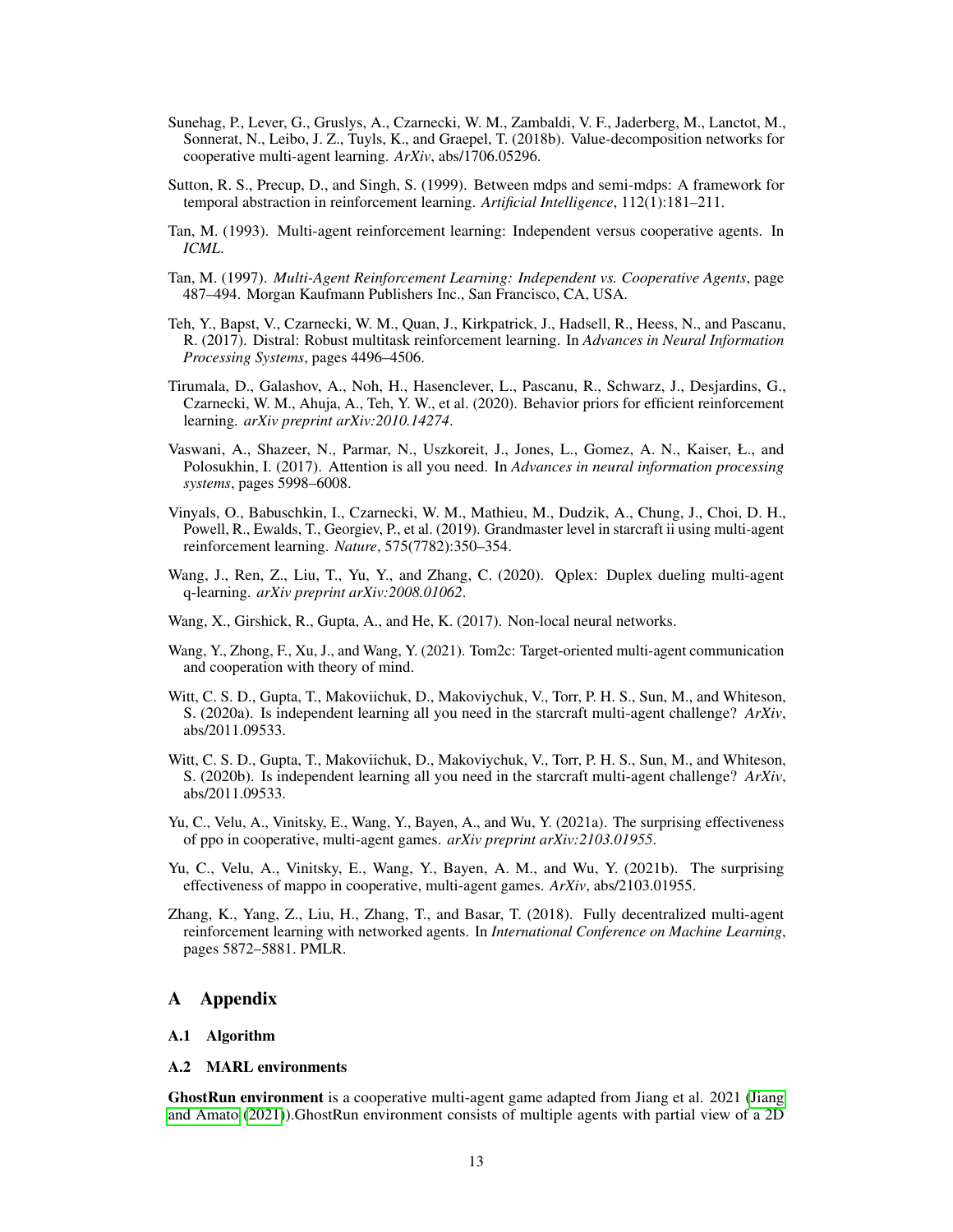Sunehag, P., Lever, G., Gruslys, A., Czarnecki, W. M., Zambaldi, V. F., Jaderberg, M., Lanctot, M., Sonnerat, N., Leibo, J. Z., Tuyls, K., and Graepel, T. (2018b). Value-decomposition networks for cooperative multi-agent learning. *ArXiv*, abs/1706.05296.

Sutton, R. S., Precup, D., and Singh, S. (1999). Between mdps and semi-mdps: A framework for temporal abstraction in reinforcement learning. *Artificial Intelligence*, 112(1):181–211.

Tan, M. (1993). Multi-agent reinforcement learning: Independent versus cooperative agents. In *ICML*.

Tan, M. (1997). *Multi-Agent Reinforcement Learning: Independent vs. Cooperative Agents*, page 487–494. Morgan Kaufmann Publishers Inc., San Francisco, CA, USA.

Teh, Y., Bapst, V., Czarnecki, W. M., Quan, J., Kirkpatrick, J., Hadsell, R., Heess, N., and Pascanu, R. (2017). Distral: Robust multitask reinforcement learning. In *Advances in Neural Information Processing Systems*, pages 4496–4506.

Tirumala, D., Galashov, A., Noh, H., Hasenclever, L., Pascanu, R., Schwarz, J., Desjardins, G., Czarnecki, W. M., Ahuja, A., Teh, Y. W., et al. (2020). Behavior priors for efficient reinforcement learning. *arXiv preprint arXiv:2010.14274*.

Vaswani, A., Shazeer, N., Parmar, N., Uszkoreit, J., Jones, L., Gomez, A. N., Kaiser, Ł., and Polosukhin, I. (2017). Attention is all you need. In *Advances in neural information processing systems*, pages 5998–6008.

Vinyals, O., Babuschkin, I., Czarnecki, W. M., Mathieu, M., Dudzik, A., Chung, J., Choi, D. H., Powell, R., Ewalds, T., Georgiev, P., et al. (2019). Grandmaster level in starcraft ii using multi-agent reinforcement learning. *Nature*, 575(7782):350–354.

Wang, J., Ren, Z., Liu, T., Yu, Y., and Zhang, C. (2020). Qplex: Duplex dueling multi-agent q-learning. *arXiv preprint arXiv:2008.01062*.

Wang, X., Girshick, R., Gupta, A., and He, K. (2017). Non-local neural networks.

Wang, Y., Zhong, F., Xu, J., and Wang, Y. (2021). Tom2c: Target-oriented multi-agent communication and cooperation with theory of mind.

Witt, C. S. D., Gupta, T., Makoviichuk, D., Makoviychuk, V., Torr, P. H. S., Sun, M., and Whiteson, S. (2020a). Is independent learning all you need in the starcraft multi-agent challenge? *ArXiv*, abs/2011.09533.

Witt, C. S. D., Gupta, T., Makoviichuk, D., Makoviychuk, V., Torr, P. H. S., Sun, M., and Whiteson, S. (2020b). Is independent learning all you need in the starcraft multi-agent challenge? *ArXiv*, abs/2011.09533.

Yu, C., Velu, A., Vinitsky, E., Wang, Y., Bayen, A., and Wu, Y. (2021a). The surprising effectiveness of ppo in cooperative, multi-agent games. *arXiv preprint arXiv:2103.01955*.

Yu, C., Velu, A., Vinitsky, E., Wang, Y., Bayen, A. M., and Wu, Y. (2021b). The surprising effectiveness of mappo in cooperative, multi-agent games. *ArXiv*, abs/2103.01955.

Zhang, K., Yang, Z., Liu, H., Zhang, T., and Basar, T. (2018). Fully decentralized multi-agent reinforcement learning with networked agents. In *International Conference on Machine Learning*, pages 5872–5881. PMLR.

# A Appendix

## A.1 Algorithm

## A.2 MARL environments

**GhostRun environment** is a cooperative multi-agent game adapted from Jiang et al. 2021 (Jiang and Amato (2021)).GhostRun environment consists of multiple agents with partial view of a 2D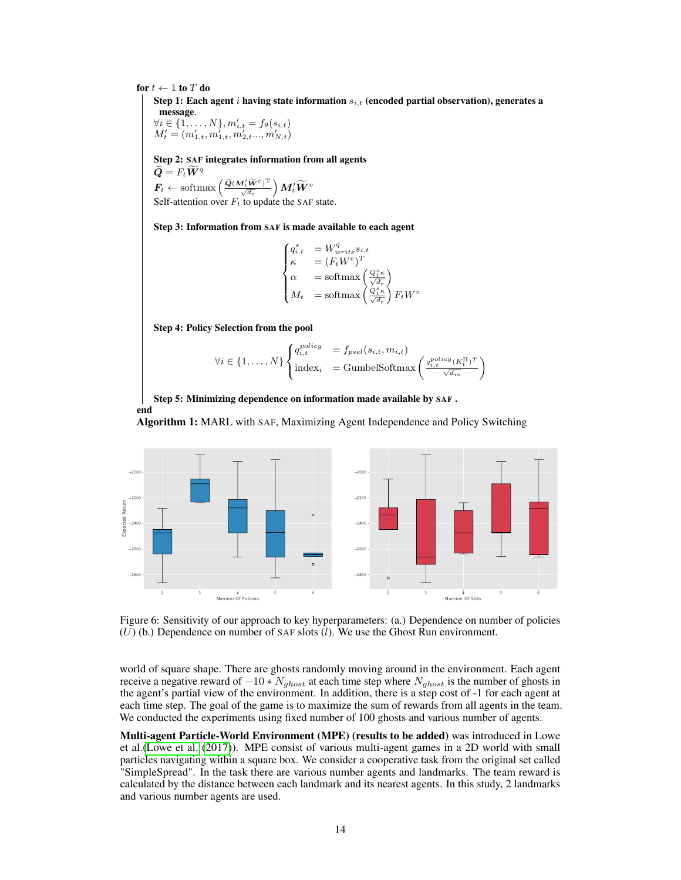**for** $t \leftarrow 1$ **to** $T$ **do**

**Step 1: Each agent** $i$ **having state information** $s_{i,t}$ **(encoded partial observation), generates a message**.

$\forall i \in \{1, \ldots, N\}, m'_{i,t} = f_\theta(s_{i,t})$

$M'_t = (m'_{1,t}, m'_{1,t}, m'_{2,t} ..., m'_{N,t})$

**Step 2: SAF integrates information from all agents**

$\widetilde{\boldsymbol{Q}} = F_t \widetilde{\boldsymbol{W}}^q$

$\boldsymbol{F}_t \leftarrow \text{softmax}\left(\frac{\widetilde{\boldsymbol{Q}}(\boldsymbol{M}'_t \widetilde{\boldsymbol{W}}^e)^{\mathrm{T}}}{\sqrt{d_e}}\right) \boldsymbol{M}'_t \widetilde{\boldsymbol{W}}^v$

Self-attention over $F_t$ to update the SAF state.

**Step 3: Information from SAF is made available to each agent**

$$
\begin{cases}
q^s_{i,t} & = W^q_{write} s_{i,t} \\
\kappa & = (F_t W^e)^T \\
\alpha & = \text{softmax}\left(\frac{Q^s_t \kappa}{\sqrt{d_e}}\right) \\
M_t & = \text{softmax}\left(\frac{Q^s_t \kappa}{\sqrt{d_e}}\right) F_t W^v
\end{cases}
$$

**Step 4: Policy Selection from the pool**

$$
\forall i \in \{1, \ldots, N\} \begin{cases}
q^{policy}_{i,t} & = f_{psel}(s_{i,t}, m_{i,t}) \\
\text{index}_i & = \text{GumbelSoftmax}\left(\frac{q^{policy}_{i,t}(K^\Pi_t)^T}{\sqrt{d_m}}\right)
\end{cases}
$$

**Step 5: Minimizing dependence on information made available by SAF .**

**end**

**Algorithm 1:** MARL with SAF, Maximizing Agent Independence and Policy Switching

Figure 6: Sensitivity of our approach to key hyperparameters: (a.) Dependence on number of policies ($U$) (b.) Dependence on number of SAF slots ($l$). We use the Ghost Run environment.

world of square shape. There are ghosts randomly moving around in the environment. Each agent receive a negative reward of $-10 * N_{ghost}$ at each time step where $N_{ghost}$ is the number of ghosts in the agent's partial view of the environment. In addition, there is a step cost of -1 for each agent at each time step. The goal of the game is to maximize the sum of rewards from all agents in the team. We conducted the experiments using fixed number of 100 ghosts and various number of agents.

**Multi-agent Particle-World Environment (MPE) (results to be added)** was introduced in Lowe et al.(Lowe et al. (2017)). MPE consist of various multi-agent games in a 2D world with small particles navigating within a square box. We consider a cooperative task from the original set called "SimpleSpread". In the task there are various number agents and landmarks. The team reward is calculated by the distance between each landmark and its nearest agents. In this study, 2 landmarks and various number agents are used.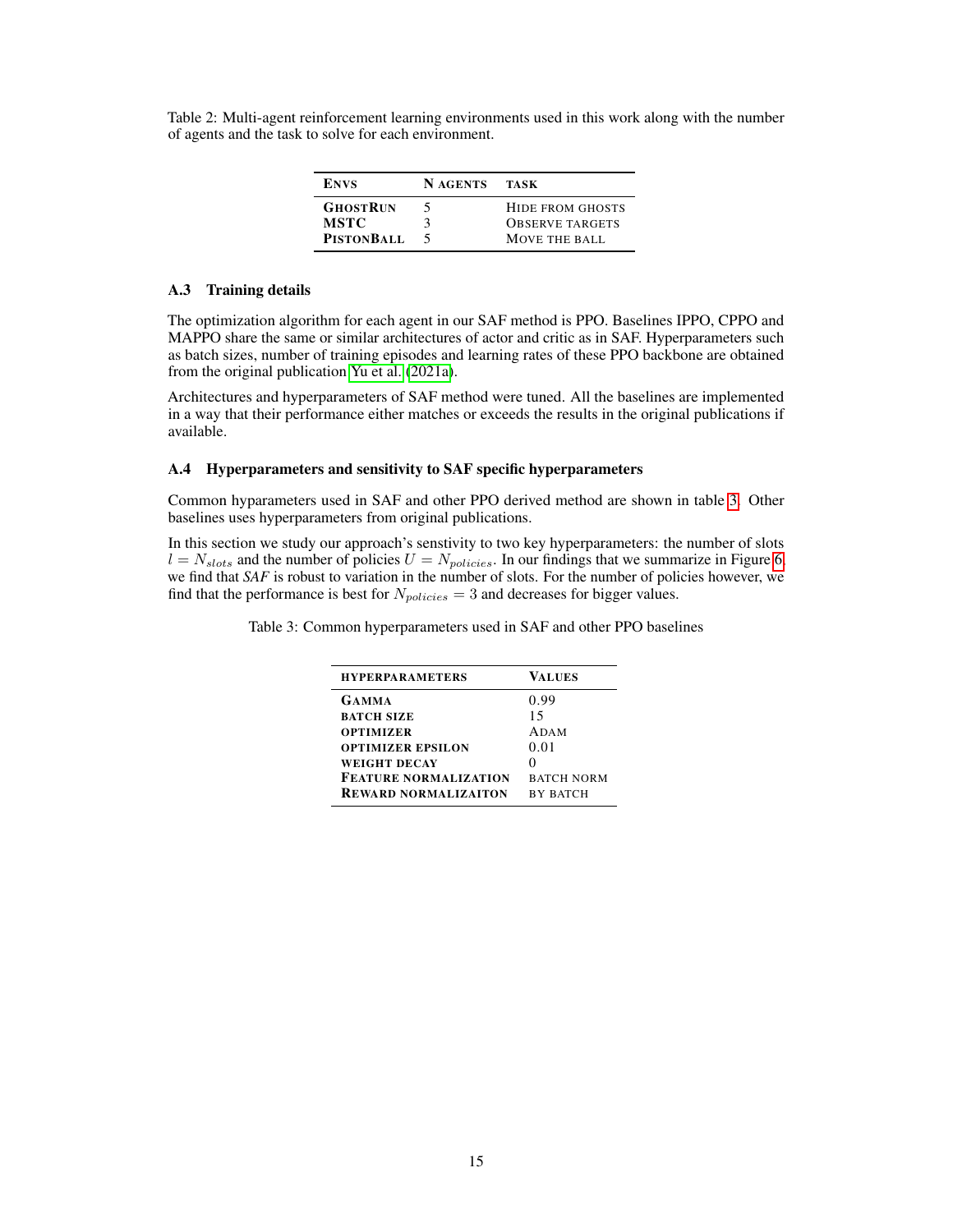Table 2: Multi-agent reinforcement learning environments used in this work along with the number of agents and the task to solve for each environment.

| ENVS | N AGENTS | TASK |
|---|---|---|
| GHOSTRUN | 5 | HIDE FROM GHOSTS |
| MSTC | 3 | OBSERVE TARGETS |
| PISTONBALL | 5 | MOVE THE BALL |

### A.3 Training details

The optimization algorithm for each agent in our SAF method is PPO. Baselines IPPO, CPPO and MAPPO share the same or similar architectures of actor and critic as in SAF. Hyperparameters such as batch sizes, number of training episodes and learning rates of these PPO backbone are obtained from the original publication Yu et al. (2021a).

Architectures and hyperparameters of SAF method were tuned. All the baselines are implemented in a way that their performance either matches or exceeds the results in the original publications if available.

### A.4 Hyperparameters and sensitivity to SAF specific hyperparameters

Common hyparameters used in SAF and other PPO derived method are shown in table 3. Other baselines uses hyperparameters from original publications.

In this section we study our approach's senstivity to two key hyperparameters: the number of slots $l = N_{slots}$ and the number of policies $U = N_{policies}$. In our findings that we summarize in Figure 6, we find that *SAF* is robust to variation in the number of slots. For the number of policies however, we find that the performance is best for $N_{policies} = 3$ and decreases for bigger values.

Table 3: Common hyperparameters used in SAF and other PPO baselines

| HYPERPARAMETERS | VALUES |
|---|---|
| GAMMA | 0.99 |
| BATCH SIZE | 15 |
| OPTIMIZER | ADAM |
| OPTIMIZER EPSILON | 0.01 |
| WEIGHT DECAY | 0 |
| FEATURE NORMALIZATION | BATCH NORM |
| REWARD NORMALIZAITON | BY BATCH |